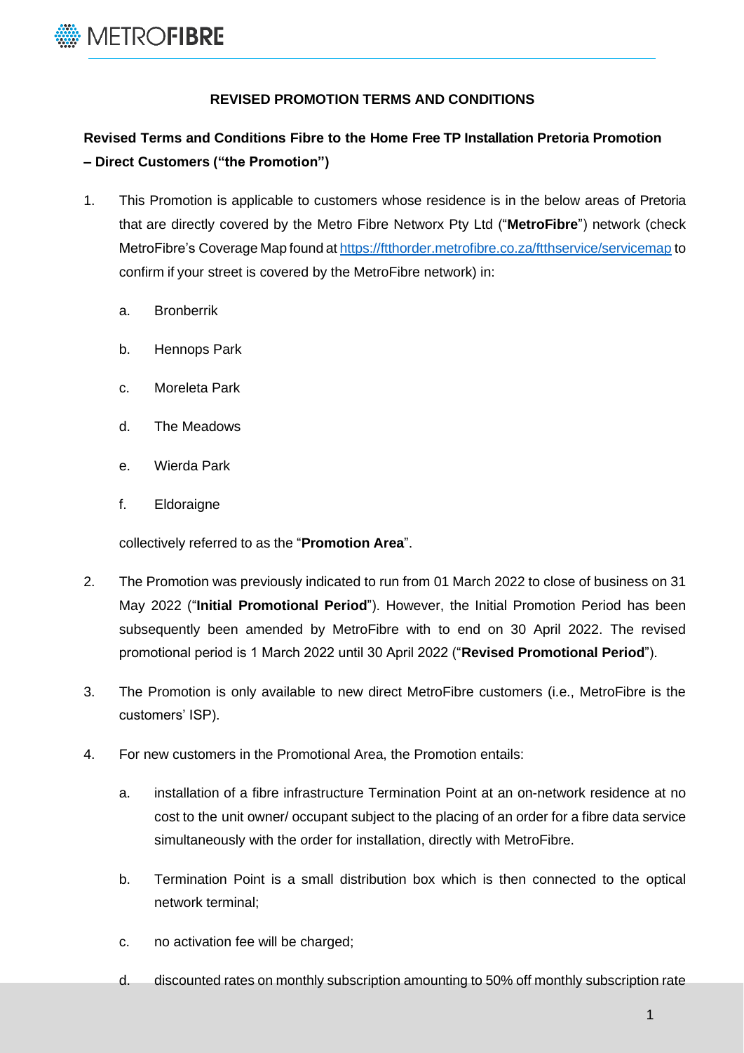## REVISED PROMOTION TERMS AND CONDITIONS

**Revised Terms and Conditions Fibre to the Home Free TP Installation Pretoria Promotion – Direct Customers ("the Promotion")**

1. This Promotion is applicable to customers whose residence is in the below areas of Pretoria that are directly covered by the Metro Fibre Networx Pty Ltd ("**MetroFibre**") network (check MetroFibre's Coverage Map found at https://ftthorder.metrofibre.co.za/ftthservice/servicemap to confirm if your street is covered by the MetroFibre network) in:

   a. Bronberrik

   b. Hennops Park

   c. Moreleta Park

   d. The Meadows

   e. Wierda Park

   f. Eldoraigne

   collectively referred to as the "**Promotion Area**".

2. The Promotion was previously indicated to run from 01 March 2022 to close of business on 31 May 2022 ("**Initial Promotional Period**"). However, the Initial Promotion Period has been subsequently been amended by MetroFibre with to end on 30 April 2022. The revised promotional period is 1 March 2022 until 30 April 2022 ("**Revised Promotional Period**").

3. The Promotion is only available to new direct MetroFibre customers (i.e., MetroFibre is the customers' ISP).

4. For new customers in the Promotional Area, the Promotion entails:

   a. installation of a fibre infrastructure Termination Point at an on-network residence at no cost to the unit owner/ occupant subject to the placing of an order for a fibre data service simultaneously with the order for installation, directly with MetroFibre.

   b. Termination Point is a small distribution box which is then connected to the optical network terminal;

   c. no activation fee will be charged;

   d. discounted rates on monthly subscription amounting to 50% off monthly subscription rate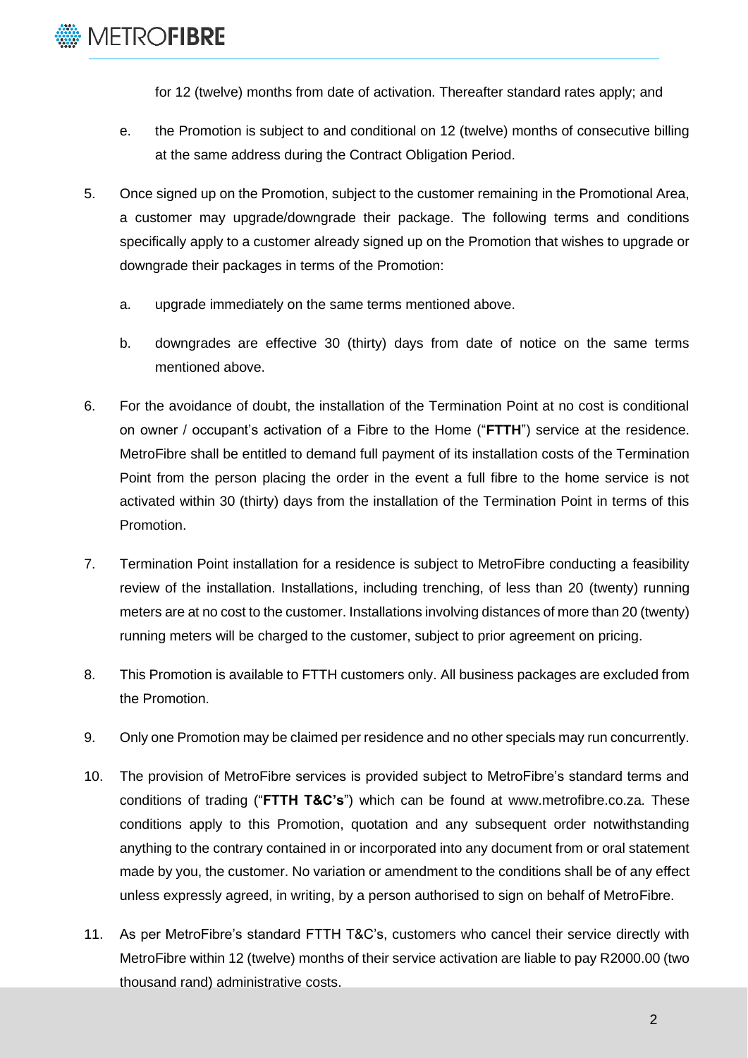for 12 (twelve) months from date of activation. Thereafter standard rates apply; and

e. the Promotion is subject to and conditional on 12 (twelve) months of consecutive billing at the same address during the Contract Obligation Period.

5. Once signed up on the Promotion, subject to the customer remaining in the Promotional Area, a customer may upgrade/downgrade their package. The following terms and conditions specifically apply to a customer already signed up on the Promotion that wishes to upgrade or downgrade their packages in terms of the Promotion:

   a. upgrade immediately on the same terms mentioned above.

   b. downgrades are effective 30 (thirty) days from date of notice on the same terms mentioned above.

6. For the avoidance of doubt, the installation of the Termination Point at no cost is conditional on owner / occupant's activation of a Fibre to the Home ("**FTTH**") service at the residence. MetroFibre shall be entitled to demand full payment of its installation costs of the Termination Point from the person placing the order in the event a full fibre to the home service is not activated within 30 (thirty) days from the installation of the Termination Point in terms of this Promotion.

7. Termination Point installation for a residence is subject to MetroFibre conducting a feasibility review of the installation. Installations, including trenching, of less than 20 (twenty) running meters are at no cost to the customer. Installations involving distances of more than 20 (twenty) running meters will be charged to the customer, subject to prior agreement on pricing.

8. This Promotion is available to FTTH customers only. All business packages are excluded from the Promotion.

9. Only one Promotion may be claimed per residence and no other specials may run concurrently.

10. The provision of MetroFibre services is provided subject to MetroFibre's standard terms and conditions of trading ("**FTTH T&C's**") which can be found at www.metrofibre.co.za. These conditions apply to this Promotion, quotation and any subsequent order notwithstanding anything to the contrary contained in or incorporated into any document from or oral statement made by you, the customer. No variation or amendment to the conditions shall be of any effect unless expressly agreed, in writing, by a person authorised to sign on behalf of MetroFibre.

11. As per MetroFibre's standard FTTH T&C's, customers who cancel their service directly with MetroFibre within 12 (twelve) months of their service activation are liable to pay R2000.00 (two thousand rand) administrative costs.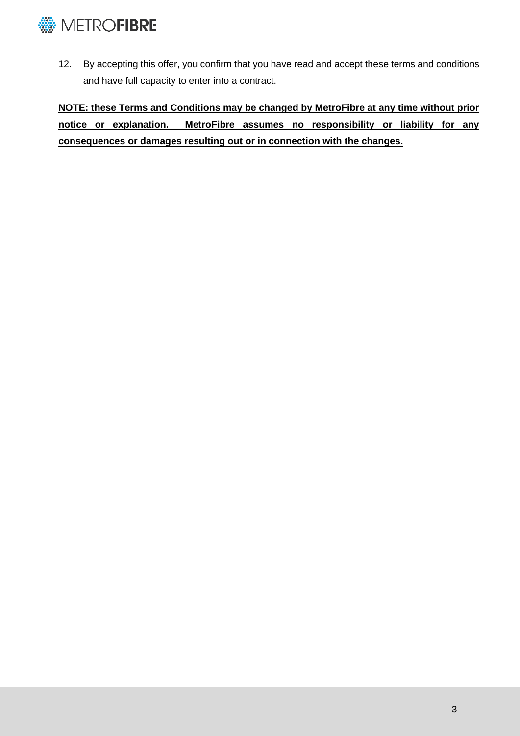12. By accepting this offer, you confirm that you have read and accept these terms and conditions and have full capacity to enter into a contract.

**NOTE: these Terms and Conditions may be changed by MetroFibre at any time without prior notice or explanation. MetroFibre assumes no responsibility or liability for any consequences or damages resulting out or in connection with the changes.**